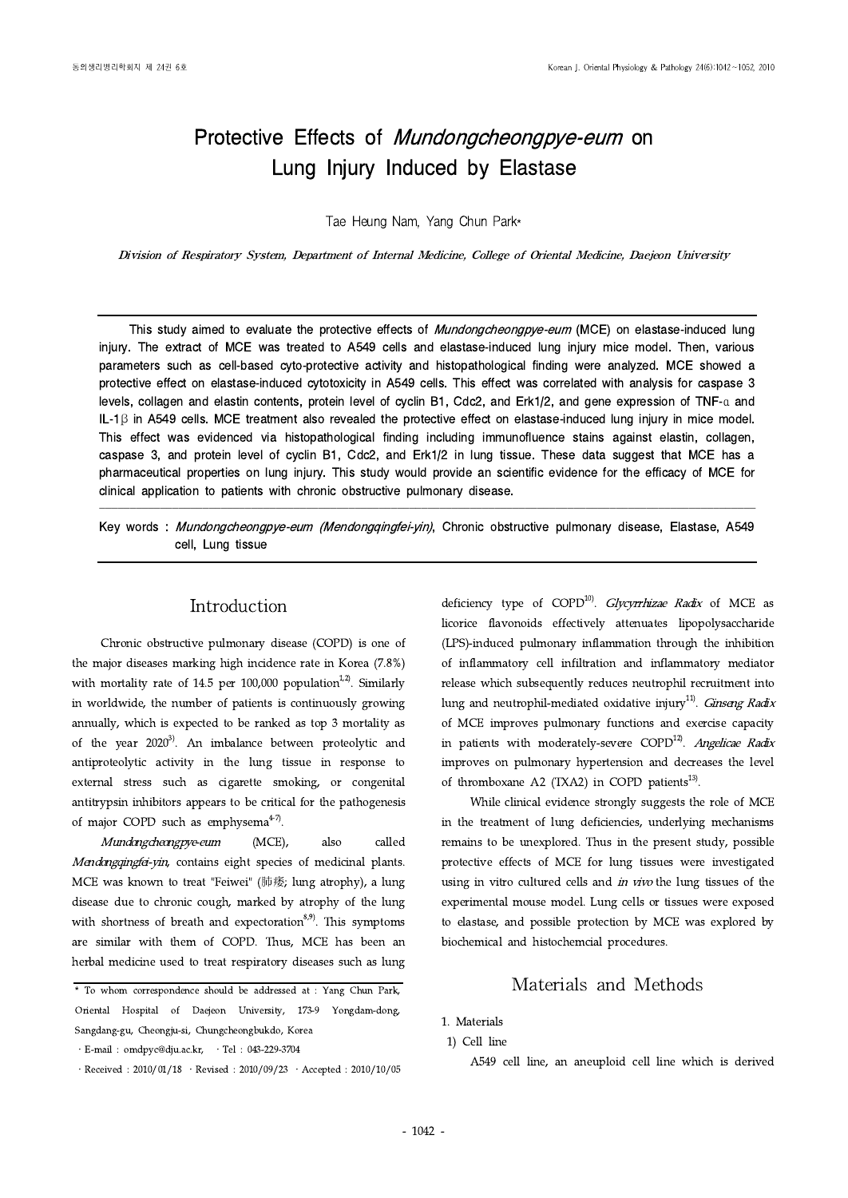# Protective Effects of *Mundongcheongpye-eum* on Lung Injury Induced by Elastase

Tae Heung Nam, Yang Chun Park*

*Division of Respiratory System, Department of Internal Medicine, College of Oriental Medicine, Daejeon University*

This study aimed to evaluate the protective effects of *Mundongcheongpye-eum* (MCE) on elastase-induced lung injury. The extract of MCE was treated to A549 cells and elastase-induced lung injury mice model. Then, various parameters such as cell-based cyto-protective activity and histopathological finding were analyzed. MCE showed a protective effect on elastase-induced cytotoxicity in A549 cells. This effect was correlated with analysis for caspase 3 levels, collagen and elastin contents, protein level of cyclin B1, Cdc2, and Erk1/2, and gene expression of TNF-α and IL-1β in A549 cells. MCE treatment also revealed the protective effect on elastase-induced lung injury in mice model. This effect was evidenced via histopathological finding including immunofluence stains against elastin, collagen, caspase 3, and protein level of cyclin B1, Cdc2, and Erk1/2 in lung tissue. These data suggest that MCE has a pharmaceutical properties on lung injury. This study would provide an scientific evidence for the efficacy of MCE for clinical application to patients with chronic obstructive pulmonary disease.

Key words : *Mundongcheongpye-eum (Mendongqingfei-yin)*, Chronic obstructive pulmonary disease, Elastase, A549 cell, Lung tissue

## Introduction

Chronic obstructive pulmonary disease (COPD) is one of the major diseases marking high incidence rate in Korea (7.8%) with mortality rate of 14.5 per 100,000 population[1,2]. Similarly in worldwide, the number of patients is continuously growing annually, which is expected to be ranked as top 3 mortality as of the year 2020[3]. An imbalance between proteolytic and antiproteolytic activity in the lung tissue in response to external stress such as cigarette smoking, or congenital antitrypsin inhibitors appears to be critical for the pathogenesis of major COPD such as emphysema[4-7].

*Mundongcheongpye-eum* (MCE), also called *Mendongqingfei-yin*, contains eight species of medicinal plants. MCE was known to treat "Feiwei" (肺痿; lung atrophy), a lung disease due to chronic cough, marked by atrophy of the lung with shortness of breath and expectoration[8,9]. This symptoms are similar with them of COPD. Thus, MCE has been an herbal medicine used to treat respiratory diseases such as lung deficiency type of COPD[10]. *Glycyrrhizae Radix* of MCE as licorice flavonoids effectively attenuates lipopolysaccharide (LPS)-induced pulmonary inflammation through the inhibition of inflammatory cell infiltration and inflammatory mediator release which subsequently reduces neutrophil recruitment into lung and neutrophil-mediated oxidative injury[11]. *Ginseng Radix* of MCE improves pulmonary functions and exercise capacity in patients with moderately-severe COPD[12]. *Angelicae Radix* improves on pulmonary hypertension and decreases the level of thromboxane A2 (TXA2) in COPD patients[13].

While clinical evidence strongly suggests the role of MCE in the treatment of lung deficiencies, underlying mechanisms remains to be unexplored. Thus in the present study, possible protective effects of MCE for lung tissues were investigated using in vitro cultured cells and *in vivo* the lung tissues of the experimental mouse model. Lung cells or tissues were exposed to elastase, and possible protection by MCE was explored by biochemical and histochemcial procedures.

## Materials and Methods

1. Materials

1) Cell line

A549 cell line, an aneuploid cell line which is derived

---

* To whom correspondence should be addressed at : Yang Chun Park, Oriental Hospital of Daejeon University, 173-9 Yongdam-dong, Sangdang-gu, Cheongju-si, Chungcheongbukdo, Korea

· E-mail : omdpyc@dju.ac.kr, · Tel : 043-229-3704

· Received : 2010/01/18 · Revised : 2010/09/23 · Accepted : 2010/10/05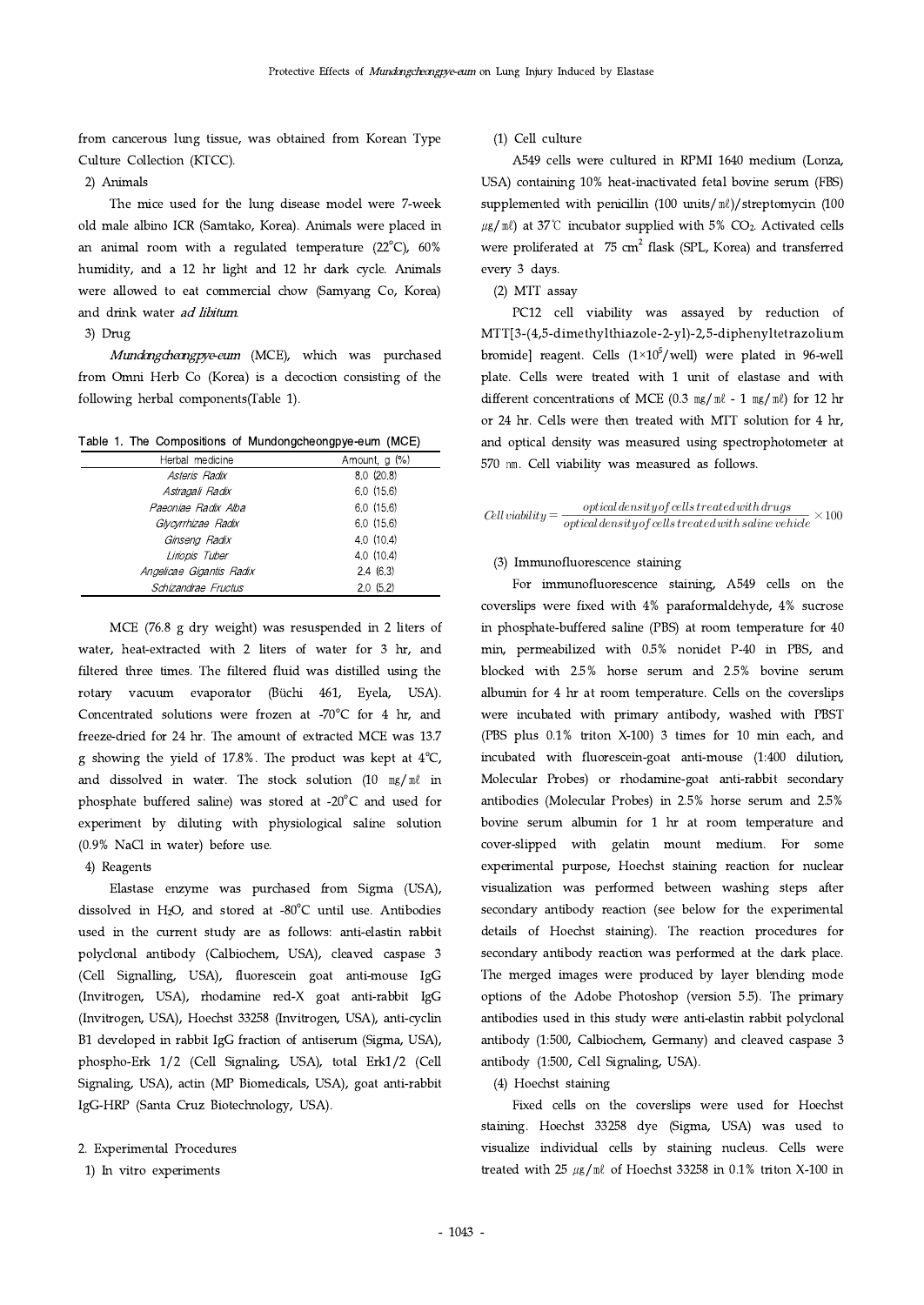from cancerous lung tissue, was obtained from Korean Type Culture Collection (KTCC).

2) Animals

The mice used for the lung disease model were 7-week old male albino ICR (Samtako, Korea). Animals were placed in an animal room with a regulated temperature (22°C), 60% humidity, and a 12 hr light and 12 hr dark cycle. Animals were allowed to eat commercial chow (Samyang Co, Korea) and drink water *ad libitum*.

3) Drug

*Mundongcheongpye-eum* (MCE), which was purchased from Omni Herb Co (Korea) is a decoction consisting of the following herbal components(Table 1).

**Table 1. The Compositions of Mundongcheongpye-eum (MCE)**

| Herbal medicine | Amount, g (%) |
|---|---|
| *Asteris Radix* | 8.0 (20.8) |
| *Astragali Radix* | 6.0 (15.6) |
| *Paeoniae Radix Alba* | 6.0 (15.6) |
| *Glycyrrhizae Radix* | 6.0 (15.6) |
| *Ginseng Radix* | 4.0 (10.4) |
| *Liriopis Tuber* | 4.0 (10.4) |
| *Angelicae Gigantis Radix* | 2.4 (6.3) |
| *Schizandrae Fructus* | 2.0 (5.2) |

MCE (76.8 g dry weight) was resuspended in 2 liters of water, heat-extracted with 2 liters of water for 3 hr, and filtered three times. The filtered fluid was distilled using the rotary vacuum evaporator (Büchi 461, Eyela, USA). Concentrated solutions were frozen at -70°C for 4 hr, and freeze-dried for 24 hr. The amount of extracted MCE was 13.7 g showing the yield of 17.8%. The product was kept at 4°C, and dissolved in water. The stock solution (10 ㎎/㎖ in phosphate buffered saline) was stored at -20°C and used for experiment by diluting with physiological saline solution (0.9% NaCl in water) before use.

4) Reagents

Elastase enzyme was purchased from Sigma (USA), dissolved in $H_2O$, and stored at -80°C until use. Antibodies used in the current study are as follows: anti-elastin rabbit polyclonal antibody (Calbiochem, USA), cleaved caspase 3 (Cell Signalling, USA), fluorescein goat anti-mouse IgG (Invitrogen, USA), rhodamine red-X goat anti-rabbit IgG (Invitrogen, USA), Hoechst 33258 (Invitrogen, USA), anti-cyclin B1 developed in rabbit IgG fraction of antiserum (Sigma, USA), phospho-Erk 1/2 (Cell Signaling, USA), total Erk1/2 (Cell Signaling, USA), actin (MP Biomedicals, USA), goat anti-rabbit IgG-HRP (Santa Cruz Biotechnology, USA).

2. Experimental Procedures

1) In vitro experiments

(1) Cell culture

A549 cells were cultured in RPMI 1640 medium (Lonza, USA) containing 10% heat-inactivated fetal bovine serum (FBS) supplemented with penicillin (100 units/㎖)/streptomycin (100 ㎍/㎖) at 37℃ incubator supplied with 5% $CO_2$. Activated cells were proliferated at 75 $cm^2$ flask (SPL, Korea) and transferred every 3 days.

(2) MTT assay

PC12 cell viability was assayed by reduction of MTT[3-(4,5-dimethylthiazole-2-yl)-2,5-diphenyltetrazolium bromide] reagent. Cells ($1{\times}10^5$/well) were plated in 96-well plate. Cells were treated with 1 unit of elastase and with different concentrations of MCE (0.3 ㎎/㎖ - 1 ㎎/㎖) for 12 hr or 24 hr. Cells were then treated with MTT solution for 4 hr, and optical density was measured using spectrophotometer at 570 ㎚. Cell viability was measured as follows.

$$Cell\,viability = \frac{optical\,density\,of\,cells\,treated\,with\,drugs}{optical\,density\,of\,cells\,treated\,with\,saline\,vehicle} \times 100$$

(3) Immunofluorescence staining

For immunofluorescence staining, A549 cells on the coverslips were fixed with 4% paraformaldehyde, 4% sucrose in phosphate-buffered saline (PBS) at room temperature for 40 min, permeabilized with 0.5% nonidet P-40 in PBS, and blocked with 2.5% horse serum and 2.5% bovine serum albumin for 4 hr at room temperature. Cells on the coverslips were incubated with primary antibody, washed with PBST (PBS plus 0.1% triton X-100) 3 times for 10 min each, and incubated with fluorescein-goat anti-mouse (1:400 dilution, Molecular Probes) or rhodamine-goat anti-rabbit secondary antibodies (Molecular Probes) in 2.5% horse serum and 2.5% bovine serum albumin for 1 hr at room temperature and cover-slipped with gelatin mount medium. For some experimental purpose, Hoechst staining reaction for nuclear visualization was performed between washing steps after secondary antibody reaction (see below for the experimental details of Hoechst staining). The reaction procedures for secondary antibody reaction was performed at the dark place. The merged images were produced by layer blending mode options of the Adobe Photoshop (version 5.5). The primary antibodies used in this study were anti-elastin rabbit polyclonal antibody (1:500, Calbiochem, Germany) and cleaved caspase 3 antibody (1:500, Cell Signaling, USA).

(4) Hoechst staining

Fixed cells on the coverslips were used for Hoechst staining. Hoechst 33258 dye (Sigma, USA) was used to visualize individual cells by staining nucleus. Cells were treated with 25 ㎍/㎖ of Hoechst 33258 in 0.1% triton X-100 in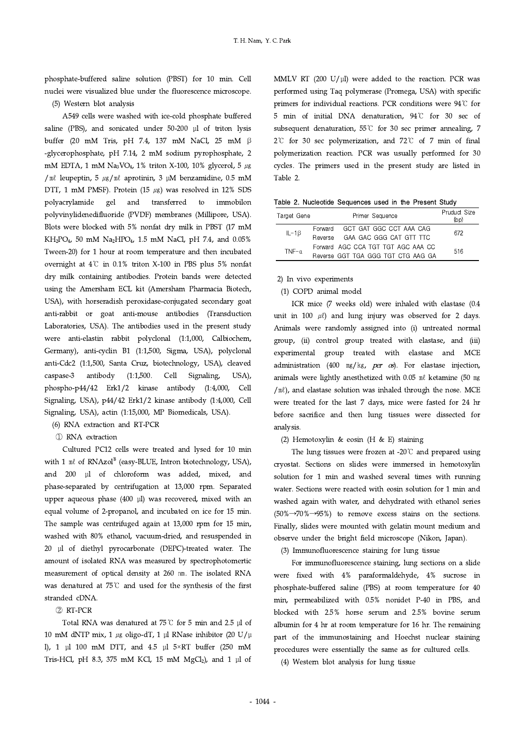phosphate-buffered saline solution (PBST) for 10 min. Cell nuclei were visualized blue under the fluorescence microscope.

(5) Western blot analysis

A549 cells were washed with ice-cold phosphate buffered saline (PBS), and sonicated under 50-200 μl of triton lysis buffer (20 mM Tris, pH 7.4, 137 mM NaCl, 25 mM β-glycerophosphate, pH 7.14, 2 mM sodium pyrophosphate, 2 mM EDTA, 1 mM $Na_3VO_4$, 1% triton X-100, 10% glycerol, 5 ㎍/㎖ leupeptin, 5 ㎍/㎖ aprotinin, 3 μM benzamidine, 0.5 mM DTT, 1 mM PMSF). Protein (15 ㎍) was resolved in 12% SDS polyacrylamide gel and transferred to immobilon polyvinylidenedifluoride (PVDF) membranes (Millipore, USA). Blots were blocked with 5% nonfat dry milk in PBST (17 mM $KH_2PO_4$, 50 mM $Na_2HPO_4$, 1.5 mM NaCl, pH 7.4, and 0.05% Tween-20) for 1 hour at room temperature and then incubated overnight at 4℃ in 0.1% triton X-100 in PBS plus 5% nonfat dry milk containing antibodies. Protein bands were detected using the Amersham ECL kit (Amersham Pharmacia Biotech, USA), with horseradish peroxidase-conjugated secondary goat anti-rabbit or goat anti-mouse antibodies (Transduction Laboratories, USA). The antibodies used in the present study were anti-elastin rabbit polyclonal (1:1,000, Calbiochem, Germany), anti-cyclin B1 (1:1,500, Sigma, USA), polyclonal anti-Cdc2 (1:1,500, Santa Cruz, biotechnology, USA), cleaved caspase-3 antibody (1:1,500. Cell Signaling, USA), phospho-p44/42 Erk1/2 kinase antibody (1:4,000, Cell Signaling, USA), p44/42 Erk1/2 kinase antibody (1:4,000, Cell Signaling, USA), actin (1:15,000, MP Biomedicals, USA).

(6) RNA extraction and RT-PCR

① RNA extraction

Cultured PC12 cells were treated and lysed for 10 min with 1 ㎖ of RNAzol[B] (easy-BLUE, Intron biotechnology, USA), and 200 μl of chloroform was added, mixed, and phase-separated by centrifugation at 13,000 rpm. Separated upper aqueous phase (400 μl) was recovered, mixed with an equal volume of 2-propanol, and incubated on ice for 15 min. The sample was centrifuged again at 13,000 rpm for 15 min, washed with 80% ethanol, vacuum-dried, and resuspended in 20 μl of diethyl pyrocarbonate (DEPC)-treated water. The amount of isolated RNA was measured by spectrophotomertic measurement of optical density at 260 ㎚. The isolated RNA was denatured at 75℃ and used for the synthesis of the first stranded cDNA.

② RT-PCR

Total RNA was denatured at 75℃ for 5 min and 2.5 μl of 10 mM dNTP mix, 1 ㎍ oligo-dT, 1 μl RNase inhibitor (20 U/μl), 1 μl 100 mM DTT, and 4.5 μl 5×RT buffer (250 mM Tris-HCl, pH 8.3, 375 mM KCl, 15 mM $MgCl_2$), and 1 μl of MMLV RT (200 U/μl) were added to the reaction. PCR was performed using Taq polymerase (Promega, USA) with specific primers for individual reactions. PCR conditions were 94℃ for 5 min of initial DNA denaturation, 94℃ for 30 sec of subsequent denaturation, 55℃ for 30 sec primer annealing, 72℃ for 30 sec polymerization, and 72℃ of 7 min of final polymerization reaction. PCR was usually performed for 30 cycles. The primers used in the present study are listed in Table 2.

**Table 2. Nucleotide Sequences used in the Present Study**

| Target Gene | | Primer Sequence | Pruduct Size (bp) |
|---|---|---|---|
| IL-1β | Forward | GCT GAT GGC CCT AAA CAG | 672 |
| | Reverse | GAA GAC GGG CAT GTT TTC | |
| TNF-α | Forward | AGC CCA TGT TGT AGC AAA CC | 516 |
| | Reverse | GGT TGA GGG TGT CTG AAG GA | |

2) In vivo experiments

(1) COPD animal model

ICR mice (7 weeks old) were inhaled with elastase (0.4 unit in 100 ㎕) and lung injury was observed for 2 days. Animals were randomly assigned into (i) untreated normal group, (ii) control group treated with elastase, and (iii) experimental group treated with elastase and MCE administration (400 ㎎/㎏, *per os*). For elastase injection, animals were lightly anesthetized with 0.05 ㎖ ketamine (50 ㎎/㎖), and elastase solution was inhaled through the nose. MCE were treated for the last 7 days, mice were fasted for 24 hr before sacrifice and then lung tissues were dissected for analysis.

(2) Hemotoxylin & eosin (H & E) staining

The lung tissues were frozen at -20℃ and prepared using cryostat. Sections on slides were immersed in hemotoxylin solution for 1 min and washed several times with running water. Sections were reacted with eosin solution for 1 min and washed again with water, and dehydrated with ethanol series (50%→70%→95%) to remove excess stains on the sections. Finally, slides were mounted with gelatin mount medium and observe under the bright field microscope (Nikon, Japan).

(3) Immunofluorescence staining for lung tissue

For immunofluorescence staining, lung sections on a slide were fixed with 4% paraformaldehyde, 4% sucrose in phosphate-buffered saline (PBS) at room temperature for 40 min, permeabilized with 0.5% nonidet P-40 in PBS, and blocked with 2.5% horse serum and 2.5% bovine serum albumin for 4 hr at room temperature for 16 hr. The remaining part of the immunostaining and Hoechst nuclear staining procedures were essentially the same as for cultured cells.

(4) Western blot analysis for lung tissue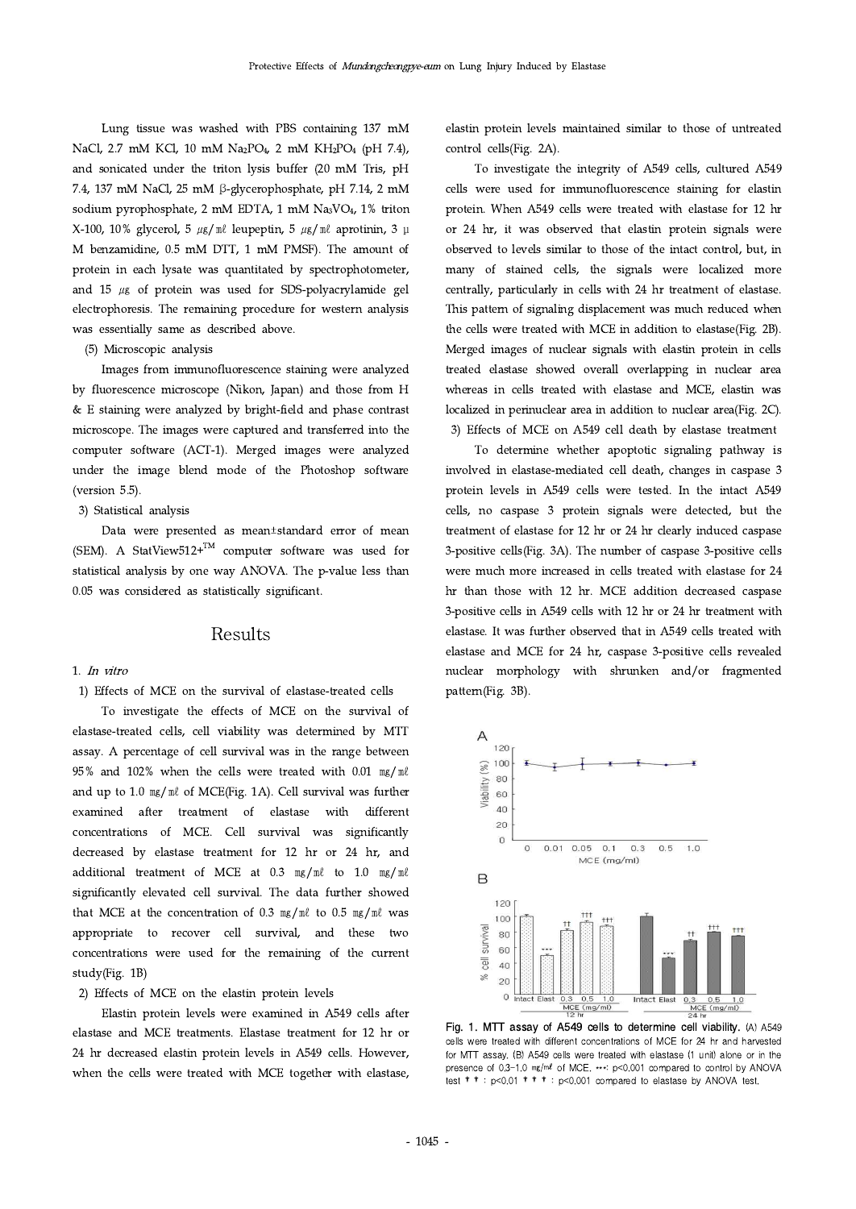Lung tissue was washed with PBS containing 137 mM NaCl, 2.7 mM KCl, 10 mM $Na_2PO_4$, 2 mM $KH_2PO_4$ (pH 7.4), and sonicated under the triton lysis buffer (20 mM Tris, pH 7.4, 137 mM NaCl, 25 mM β-glycerophosphate, pH 7.14, 2 mM sodium pyrophosphate, 2 mM EDTA, 1 mM $Na_3VO_4$, 1% triton X-100, 10% glycerol, 5 ㎍/㎖ leupeptin, 5 ㎍/㎖ aprotinin, 3 μM benzamidine, 0.5 mM DTT, 1 mM PMSF). The amount of protein in each lysate was quantitated by spectrophotometer, and 15 ㎍ of protein was used for SDS-polyacrylamide gel electrophoresis. The remaining procedure for western analysis was essentially same as described above.

(5) Microscopic analysis

Images from immunofluorescence staining were analyzed by fluorescence microscope (Nikon, Japan) and those from H & E staining were analyzed by bright-field and phase contrast microscope. The images were captured and transferred into the computer software (ACT-1). Merged images were analyzed under the image blend mode of the Photoshop software (version 5.5).

3) Statistical analysis

Data were presented as mean±standard error of mean (SEM). A StatView512+™ computer software was used for statistical analysis by one way ANOVA. The p-value less than 0.05 was considered as statistically significant.

## Results

### 1. *In vitro*

1) Effects of MCE on the survival of elastase-treated cells

To investigate the effects of MCE on the survival of elastase-treated cells, cell viability was determined by MTT assay. A percentage of cell survival was in the range between 95% and 102% when the cells were treated with 0.01 ㎎/㎖ and up to 1.0 ㎎/㎖ of MCE(Fig. 1A). Cell survival was further examined after treatment of elastase with different concentrations of MCE. Cell survival was significantly decreased by elastase treatment for 12 hr or 24 hr, and additional treatment of MCE at 0.3 ㎎/㎖ to 1.0 ㎎/㎖ significantly elevated cell survival. The data further showed that MCE at the concentration of 0.3 ㎎/㎖ to 0.5 ㎎/㎖ was appropriate to recover cell survival, and these two concentrations were used for the remaining of the current study(Fig. 1B)

2) Effects of MCE on the elastin protein levels

Elastin protein levels were examined in A549 cells after elastase and MCE treatments. Elastase treatment for 12 hr or 24 hr decreased elastin protein levels in A549 cells. However, when the cells were treated with MCE together with elastase, elastin protein levels maintained similar to those of untreated control cells(Fig. 2A).

To investigate the integrity of A549 cells, cultured A549 cells were used for immunofluorescence staining for elastin protein. When A549 cells were treated with elastase for 12 hr or 24 hr, it was observed that elastin protein signals were observed to levels similar to those of the intact control, but, in many of stained cells, the signals were localized more centrally, particularly in cells with 24 hr treatment of elastase. This pattern of signaling displacement was much reduced when the cells were treated with MCE in addition to elastase(Fig. 2B). Merged images of nuclear signals with elastin protein in cells treated elastase showed overall overlapping in nuclear area whereas in cells treated with elastase and MCE, elastin was localized in perinuclear area in addition to nuclear area(Fig. 2C).

3) Effects of MCE on A549 cell death by elastase treatment

To determine whether apoptotic signaling pathway is involved in elastase-mediated cell death, changes in caspase 3 protein levels in A549 cells were tested. In the intact A549 cells, no caspase 3 protein signals were detected, but the treatment of elastase for 12 hr or 24 hr clearly induced caspase 3-positive cells(Fig. 3A). The number of caspase 3-positive cells were much more increased in cells treated with elastase for 24 hr than those with 12 hr. MCE addition decreased caspase 3-positive cells in A549 cells with 12 hr or 24 hr treatment with elastase. It was further observed that in A549 cells treated with elastase and MCE for 24 hr, caspase 3-positive cells revealed nuclear morphology with shrunken and/or fragmented pattern(Fig. 3B).

**Fig. 1. MTT assay of A549 cells to determine cell viability.** (A) A549 cells were treated with different concentrations of MCE for 24 hr and harvested for MTT assay. (B) A549 cells were treated with elastase (1 unit) alone or in the presence of 0.3~1.0 ㎎/㎖ of MCE. \*\*\*: p<0.001 compared to control by ANOVA test ††: p<0.01 †††: p<0.001 compared to elastase by ANOVA test.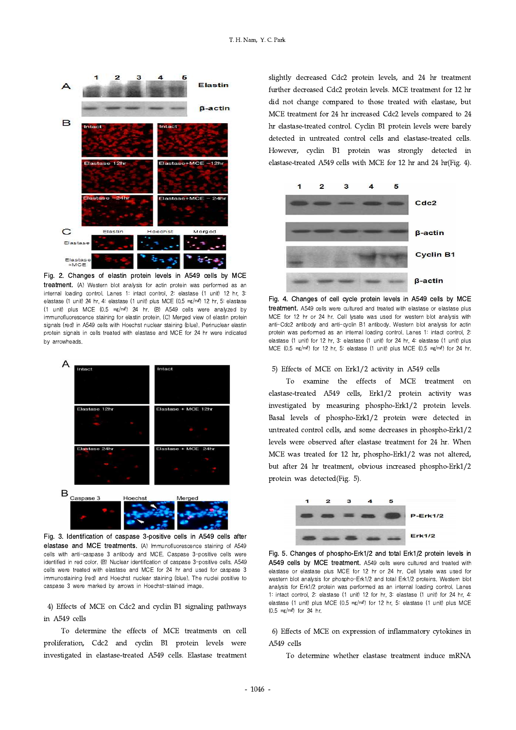Fig. 2. Changes of elastin protein levels in A549 cells by MCE treatment. (A) Western blot analysis for actin protein was performed as an internal loading control. Lanes 1: intact control, 2: elastase (1 unit) 12 hr, 3: elastase (1 unit) 24 hr, 4: elastase (1 unit) plus MCE (0.5 ㎎/㎖) 12 hr, 5: elastase (1 unit) plus MCE (0.5 ㎎/㎖) 24 hr. (B) A549 cells were analyzed by immunofluorescence staining for elastin protein. (C) Merged view of elastin protein signals (red) in A549 cells with Hoechst nuclear staining (blue). Perinuclear elastin protein signals in cells treated with elastase and MCE for 24 hr were indicated by arrowheads.

Fig. 3. Identification of caspase 3-positive cells in A549 cells after elastase and MCE treatments. (A) Immunofluorescence staining of A549 cells with anti-caspase 3 antibody and MCE. Caspase 3-positive cells were identified in red color. (B) Nuclear identification of caspase 3-positive cells. A549 cells were treated with elastase and MCE for 24 hr and used for caspase 3 immunostaining (red) and Hoechst nuclear staining (blue). The nuclei positive to caspase 3 were marked by arrows in Hoechst-stained image.

4) Effects of MCE on Cdc2 and cyclin B1 signaling pathways in A549 cells

To determine the effects of MCE treatments on cell proliferation, Cdc2 and cyclin B1 protein levels were investigated in elastase-treated A549 cells. Elastase treatment slightly decreased Cdc2 protein levels, and 24 hr treatment further decreased Cdc2 protein levels. MCE treatment for 12 hr did not change compared to those treated with elastase, but MCE treatment for 24 hr increased Cdc2 levels compared to 24 hr elastase-treated control. Cyclin B1 protein levels were barely detected in untreated control cells and elastase-treated cells. However, cyclin B1 protein was strongly detected in elastase-treated A549 cells with MCE for 12 hr and 24 hr(Fig. 4).

Fig. 4. Changes of cell cycle protein levels in A549 cells by MCE treatment. A549 cells were cultured and treated with elastase or elastase plus MCE for 12 hr or 24 hr. Cell lysate was used for western blot analysis with anti-Cdc2 antibody and anti-cyclin B1 antibody. Western blot analysis for actin protein was performed as an internal loading control. Lanes 1: intact control, 2: elastase (1 unit) for 12 hr, 3: elastase (1 unit) for 24 hr, 4: elastase (1 unit) plus MCE (0.5 ㎎/㎖) for 12 hr, 5: elastase (1 unit) plus MCE (0.5 ㎎/㎖) for 24 hr.

5) Effects of MCE on Erk1/2 activity in A549 cells

To examine the effects of MCE treatment on elastase-treated A549 cells, Erk1/2 protein activity was investigated by measuring phospho-Erk1/2 protein levels. Basal levels of phospho-Erk1/2 protein were detected in untreated control cells, and some decreases in phospho-Erk1/2 levels were observed after elastase treatment for 24 hr. When MCE was treated for 12 hr, phospho-Erk1/2 was not altered, but after 24 hr treatment, obvious increased phospho-Erk1/2 protein was detected(Fig. 5).

Fig. 5. Changes of phospho-Erk1/2 and total Erk1/2 protein levels in A549 cells by MCE treatment. A549 cells were cultured and treated with elastase or elastase plus MCE for 12 hr or 24 hr. Cell lysate was used for western blot analysis for phospho-Erk1/2 and total Erk1/2 proteins. Western blot analysis for Erk1/2 protein was performed as an internal loading control. Lanes 1: intact control, 2: elastase (1 unit) 12 for hr, 3: elastase (1 unit) for 24 hr, 4: elastase (1 unit) plus MCE (0.5 ㎎/㎖) for 12 hr, 5: elastase (1 unit) plus MCE (0.5 ㎎/㎖) for 24 hr.

6) Effects of MCE on expression of inflammatory cytokines in A549 cells

To determine whether elastase treatment induce mRNA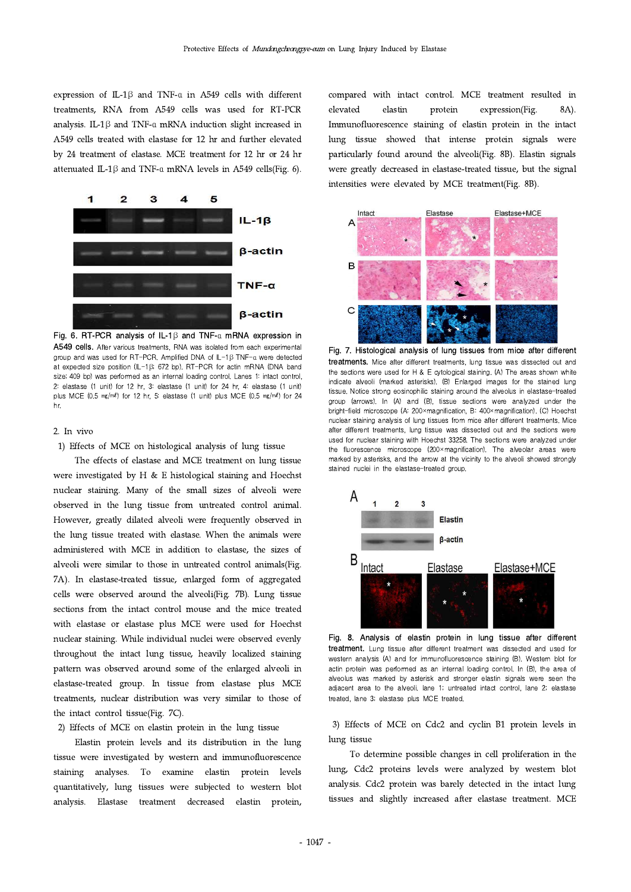expression of IL-1β and TNF-α in A549 cells with different treatments, RNA from A549 cells was used for RT-PCR analysis. IL-1β and TNF-α mRNA induction slight increased in A549 cells treated with elastase for 12 hr and further elevated by 24 treatment of elastase. MCE treatment for 12 hr or 24 hr attenuated IL-1β and TNF-α mRNA levels in A549 cells(Fig. 6).

**Fig. 6. RT-PCR analysis of IL-1β and TNF-α mRNA expression in A549 cells.** After various treatments, RNA was isolated from each experimental group and was used for RT-PCR. Amplified DNA of IL-1β TNF-α were detected at expected size position (IL-1β: 672 bp). RT-PCR for actin mRNA (DNA band size: 409 bp) was performed as an internal loading control. Lanes 1: intact control, 2: elastase (1 unit) for 12 hr, 3: elastase (1 unit) for 24 hr, 4: elastase (1 unit) plus MCE (0.5 ㎎/㎖) for 12 hr, 5: elastase (1 unit) plus MCE (0.5 ㎎/㎖) for 24 hr.

2. In vivo

1) Effects of MCE on histological analysis of lung tissue

The effects of elastase and MCE treatment on lung tissue were investigated by H & E histological staining and Hoechst nuclear staining. Many of the small sizes of alveoli were observed in the lung tissue from untreated control animal. However, greatly dilated alveoli were frequently observed in the lung tissue treated with elastase. When the animals were administered with MCE in addition to elastase, the sizes of alveoli were similar to those in untreated control animals(Fig. 7A). In elastase-treated tissue, enlarged form of aggregated cells were observed around the alveoli(Fig. 7B). Lung tissue sections from the intact control mouse and the mice treated with elastase or elastase plus MCE were used for Hoechst nuclear staining. While individual nuclei were observed evenly throughout the intact lung tissue, heavily localized staining pattern was observed around some of the enlarged alveoli in elastase-treated group. In tissue from elastase plus MCE treatments, nuclear distribution was very similar to those of the intact control tissue(Fig. 7C).

2) Effects of MCE on elastin protein in the lung tissue

Elastin protein levels and its distribution in the lung tissue were investigated by western and immunofluorescence staining analyses. To examine elastin protein levels quantitatively, lung tissues were subjected to western blot analysis. Elastase treatment decreased elastin protein, compared with intact control. MCE treatment resulted in elevated elastin protein expression(Fig. 8A). Immunofluorescence staining of elastin protein in the intact lung tissue showed that intense protein signals were particularly found around the alveoli(Fig. 8B). Elastin signals were greatly decreased in elastase-treated tissue, but the signal intensities were elevated by MCE treatment(Fig. 8B).

**Fig. 7. Histological analysis of lung tissues from mice after different treatments.** Mice after different treatments, lung tissue was dissected out and the sections were used for H & E cytological staining. (A) The areas shown white indicate alveoli (marked asterisks). (B) Enlarged images for the stained lung tissue. Notice strong eosinophilic staining around the alveolus in elastase-treated group (arrows). In (A) and (B), tissue sections were analyzed under the bright-field microscope (A: 200×magnification, B: 400×magnification). (C) Hoechst nuclear staining analysis of lung tissues from mice after different treatments. Mice after different treatments, lung tissue was dissected out and the sections were used for nuclear staining with Hoechst 33258. The sections were analyzed under the fluorescence microscope (200×magnification). The alveolar areas were marked by asterisks, and the arrow at the vicinity to the alveoli showed strongly stained nuclei in the elastase-treated group.

**Fig. 8. Analysis of elastin protein in lung tissue after different treatment.** Lung tissue after different treatment was dissected and used for western analysis (A) and for immunofluorescence staining (B). Western blot for actin protein was performed as an internal loading control. In (B), the area of alveolus was marked by asterisk and stronger elastin signals were seen the adjacent area to the alveoli. lane 1: untreated intact control, lane 2: elastase treated, lane 3: elastase plus MCE treated.

3) Effects of MCE on Cdc2 and cyclin B1 protein levels in lung tissue

To determine possible changes in cell proliferation in the lung, Cdc2 proteins levels were analyzed by western blot analysis. Cdc2 protein was barely detected in the intact lung tissues and slightly increased after elastase treatment. MCE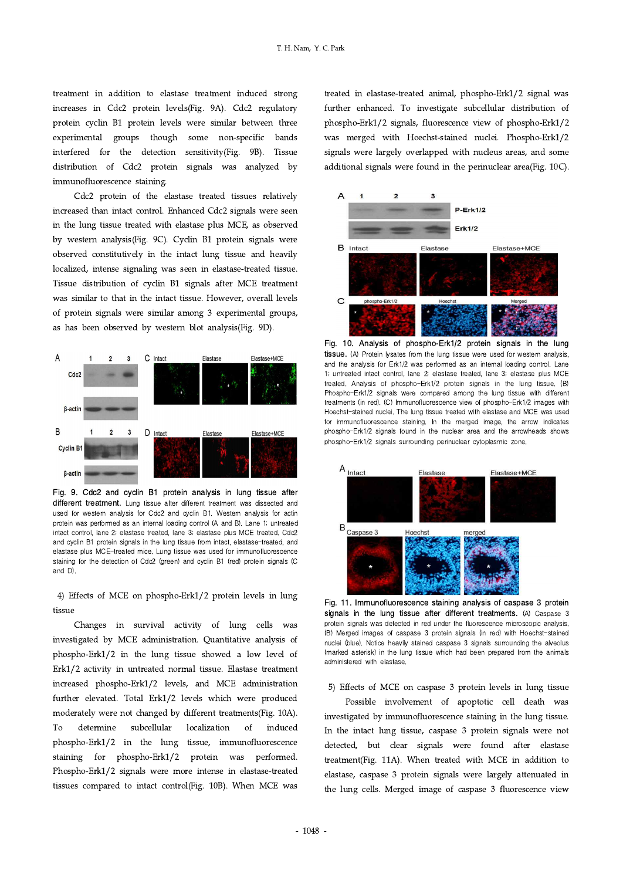treatment in addition to elastase treatment induced strong increases in Cdc2 protein levels(Fig. 9A). Cdc2 regulatory protein cyclin B1 protein levels were similar between three experimental groups though some non-specific bands interfered for the detection sensitivity(Fig. 9B). Tissue distribution of Cdc2 protein signals was analyzed by immunofluorescence staining.

Cdc2 protein of the elastase treated tissues relatively increased than intact control. Enhanced Cdc2 signals were seen in the lung tissue treated with elastase plus MCE, as observed by western analysis(Fig. 9C). Cyclin B1 protein signals were observed constitutively in the intact lung tissue and heavily localized, intense signaling was seen in elastase-treated tissue. Tissue distribution of cyclin B1 signals after MCE treatment was similar to that in the intact tissue. However, overall levels of protein signals were similar among 3 experimental groups, as has been observed by western blot analysis(Fig. 9D).

**Fig. 9. Cdc2 and cyclin B1 protein analysis in lung tissue after different treatment.** Lung tissue after different treatment was dissected and used for western analysis for Cdc2 and cyclin B1. Western analysis for actin protein was performed as an internal loading control (A and B). Lane 1: untreated intact control, lane 2: elastase treated, lane 3: elastase plus MCE treated. Cdc2 and cyclin B1 protein signals in the lung tissue from intact, elastase-treated, and elastase plus MCE-treated mice. Lung tissue was used for immunofluorescence staining for the detection of Cdc2 (green) and cyclin B1 (red) protein signals (C and D).

4) Effects of MCE on phospho-Erk1/2 protein levels in lung tissue

Changes in survival activity of lung cells was investigated by MCE administration. Quantitative analysis of phospho-Erk1/2 in the lung tissue showed a low level of Erk1/2 activity in untreated normal tissue. Elastase treatment increased phospho-Erk1/2 levels, and MCE administration further elevated. Total Erk1/2 levels which were produced moderately were not changed by different treatments(Fig. 10A). To determine subcellular localization of induced phospho-Erk1/2 in the lung tissue, immunofluorescence staining for phospho-Erk1/2 protein was performed. Phospho-Erk1/2 signals were more intense in elastase-treated tissues compared to intact control(Fig. 10B). When MCE was treated in elastase-treated animal, phospho-Erk1/2 signal was further enhanced. To investigate subcellular distribution of phospho-Erk1/2 signals, fluorescence view of phospho-Erk1/2 was merged with Hoechst-stained nuclei. Phospho-Erk1/2 signals were largely overlapped with nucleus areas, and some additional signals were found in the perinuclear area(Fig. 10C).

**Fig. 10. Analysis of phospho-Erk1/2 protein signals in the lung tissue.** (A) Protein lysates from the lung tissue were used for western analysis, and the analysis for Erk1/2 was performed as an internal loading control. Lane 1: untreated intact control, lane 2: elastase treated, lane 3: elastase plus MCE treated. Analysis of phospho-Erk1/2 protein signals in the lung tissue. (B) Phospho-Erk1/2 signals were compared among the lung tissue with different treatments (in red). (C) Immunofluorescence view of phospho-Erk1/2 images with Hoechst-stained nuclei. The lung tissue treated with elastase and MCE was used for immunofluorescence staining. In the merged image, the arrow indicates phospho-Erk1/2 signals found in the nuclear area and the arrowheads shows phospho-Erk1/2 signals surrounding perinuclear cytoplasmic zone.

**Fig. 11. Immunofluorescence staining analysis of caspase 3 protein signals in the lung tissue after different treatments.** (A) Caspase 3 protein signals was detected in red under the fluorescence microscopic analysis. (B) Merged images of caspase 3 protein signals (in red) with Hoechst-stained nuclei (blue). Notice heavily stained caspase 3 signals surrounding the alveolus (marked asterisk) in the lung tissue which had been prepared from the animals administered with elastase.

5) Effects of MCE on caspase 3 protein levels in lung tissue

Possible involvement of apoptotic cell death was investigated by immunofluorescence staining in the lung tissue. In the intact lung tissue, caspase 3 protein signals were not detected, but clear signals were found after elastase treatment(Fig. 11A). When treated with MCE in addition to elastase, caspase 3 protein signals were largely attenuated in the lung cells. Merged image of caspase 3 fluorescence view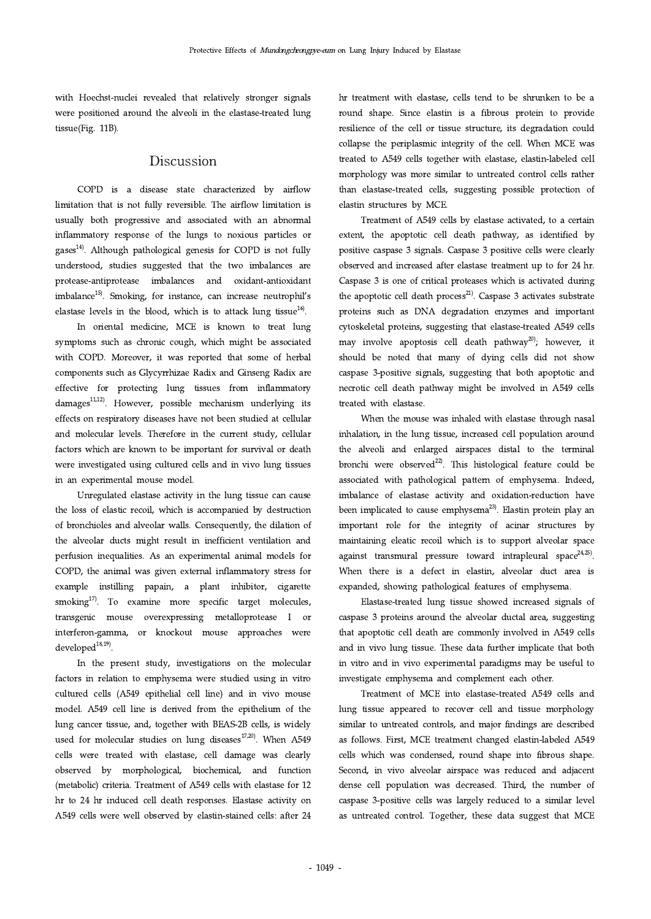with Hoechst-nuclei revealed that relatively stronger signals were positioned around the alveoli in the elastase-treated lung tissue(Fig. 11B).

## Discussion

COPD is a disease state characterized by airflow limitation that is not fully reversible. The airflow limitation is usually both progressive and associated with an abnormal inflammatory response of the lungs to noxious particles or gases[14]. Although pathological genesis for COPD is not fully understood, studies suggested that the two imbalances are protease-antiprotease imbalances and oxidant-antioxidant imbalance[15]. Smoking, for instance, can increase neutrophil's elastase levels in the blood, which is to attack lung tissue[16].

In oriental medicine, MCE is known to treat lung symptoms such as chronic cough, which might be associated with COPD. Moreover, it was reported that some of herbal components such as Glycyrrhizae Radix and Ginseng Radix are effective for protecting lung tissues from inflammatory damages[11,12]. However, possible mechanism underlying its effects on respiratory diseases have not been studied at cellular and molecular levels. Therefore in the current study, cellular factors which are known to be important for survival or death were investigated using cultured cells and in vivo lung tissues in an experimental mouse model.

Unregulated elastase activity in the lung tissue can cause the loss of elastic recoil, which is accompanied by destruction of bronchioles and alveolar walls. Consequently, the dilation of the alveolar ducts might result in inefficient ventilation and perfusion inequalities. As an experimental animal models for COPD, the animal was given external inflammatory stress for example instilling papain, a plant inhibitor, cigarette smoking[17]. To examine more specific target molecules, transgenic mouse overexpressing metalloprotease I or interferon-gamma, or knockout mouse approaches were developed[18,19].

In the present study, investigations on the molecular factors in relation to emphysema were studied using in vitro cultured cells (A549 epithelial cell line) and in vivo mouse model. A549 cell line is derived from the epithelium of the lung cancer tissue, and, together with BEAS-2B cells, is widely used for molecular studies on lung diseases[17,20]. When A549 cells were treated with elastase, cell damage was clearly observed by morphological, biochemical, and function (metabolic) criteria. Treatment of A549 cells with elastase for 12 hr to 24 hr induced cell death responses. Elastase activity on A549 cells were well observed by elastin-stained cells: after 24 hr treatment with elastase, cells tend to be shrunken to be a round shape. Since elastin is a fibrous protein to provide resilience of the cell or tissue structure, its degradation could collapse the periplasmic integrity of the cell. When MCE was treated to A549 cells together with elastase, elastin-labeled cell morphology was more similar to untreated control cells rather than elastase-treated cells, suggesting possible protection of elastin structures by MCE.

Treatment of A549 cells by elastase activated, to a certain extent, the apoptotic cell death pathway, as identified by positive caspase 3 signals. Caspase 3 positive cells were clearly observed and increased after elastase treatment up to for 24 hr. Caspase 3 is one of critical proteases which is activated during the apoptotic cell death process[21]. Caspase 3 activates substrate proteins such as DNA degradation enzymes and important cytoskeletal proteins, suggesting that elastase-treated A549 cells may involve apoptosis cell death pathway[20]; however, it should be noted that many of dying cells did not show caspase 3-positive signals, suggesting that both apoptotic and necrotic cell death pathway might be involved in A549 cells treated with elastase.

When the mouse was inhaled with elastase through nasal inhalation, in the lung tissue, increased cell population around the alveoli and enlarged airspaces distal to the terminal bronchi were observed[22]. This histological feature could be associated with pathological pattern of emphysema. Indeed, imbalance of elastase activity and oxidation-reduction have been implicated to cause emphysema[23]. Elastin protein play an important role for the integrity of acinar structures by maintaining eleatic recoil which is to support alveolar space against transmural pressure toward intrapleural space[24,25]. When there is a defect in elastin, alveolar duct area is expanded, showing pathological features of emphysema.

Elastase-treated lung tissue showed increased signals of caspase 3 proteins around the alveolar ductal area, suggesting that apoptotic cell death are commonly involved in A549 cells and in vivo lung tissue. These data further implicate that both in vitro and in vivo experimental paradigms may be useful to investigate emphysema and complement each other.

Treatment of MCE into elastase-treated A549 cells and lung tissue appeared to recover cell and tissue morphology similar to untreated controls, and major findings are described as follows. First, MCE treatment changed elastin-labeled A549 cells which was condensed, round shape into fibrous shape. Second, in vivo alveolar airspace was reduced and adjacent dense cell population was decreased. Third, the number of caspase 3-positive cells was largely reduced to a similar level as untreated control. Together, these data suggest that MCE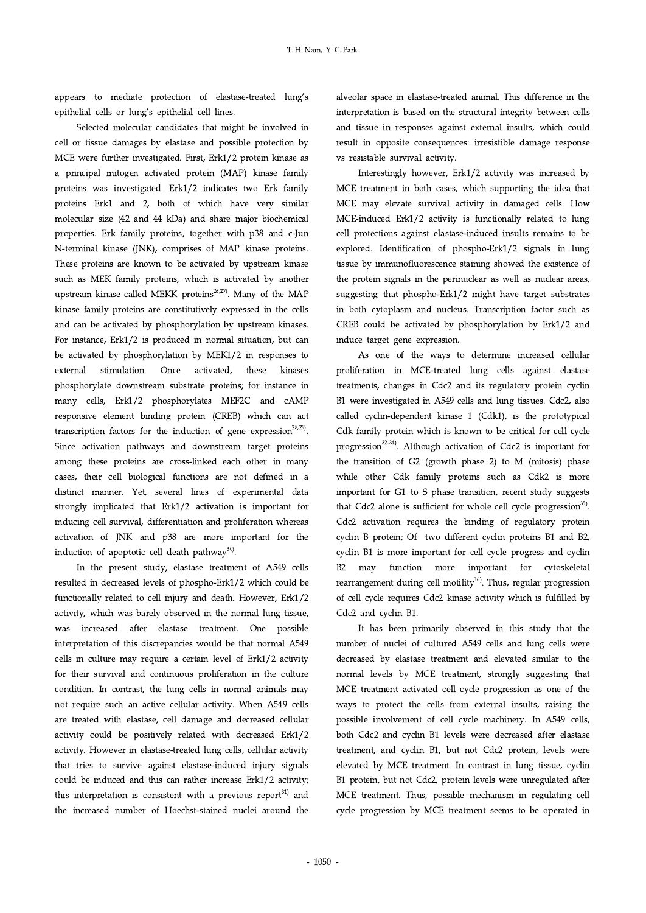appears to mediate protection of elastase-treated lung's epithelial cells or lung's epithelial cell lines.

Selected molecular candidates that might be involved in cell or tissue damages by elastase and possible protection by MCE were further investigated. First, Erk1/2 protein kinase as a principal mitogen activated protein (MAP) kinase family proteins was investigated. Erk1/2 indicates two Erk family proteins Erk1 and 2, both of which have very similar molecular size (42 and 44 kDa) and share major biochemical properties. Erk family proteins, together with p38 and c-Jun N-terminal kinase (JNK), comprises of MAP kinase proteins. These proteins are known to be activated by upstream kinase such as MEK family proteins, which is activated by another upstream kinase called MEKK proteins[26,27]. Many of the MAP kinase family proteins are constitutively expressed in the cells and can be activated by phosphorylation by upstream kinases. For instance, Erk1/2 is produced in normal situation, but can be activated by phosphorylation by MEK1/2 in responses to external stimulation. Once activated, these kinases phosphorylate downstream substrate proteins; for instance in many cells, Erk1/2 phosphorylates MEF2C and cAMP responsive element binding protein (CREB) which can act transcription factors for the induction of gene expression[28,29]. Since activation pathways and downstream target proteins among these proteins are cross-linked each other in many cases, their cell biological functions are not defined in a distinct manner. Yet, several lines of experimental data strongly implicated that Erk1/2 activation is important for inducing cell survival, differentiation and proliferation whereas activation of JNK and p38 are more important for the induction of apoptotic cell death pathway[30].

In the present study, elastase treatment of A549 cells resulted in decreased levels of phospho-Erk1/2 which could be functionally related to cell injury and death. However, Erk1/2 activity, which was barely observed in the normal lung tissue, was increased after elastase treatment. One possible interpretation of this discrepancies would be that normal A549 cells in culture may require a certain level of Erk1/2 activity for their survival and continuous proliferation in the culture condition. In contrast, the lung cells in normal animals may not require such an active cellular activity. When A549 cells are treated with elastase, cell damage and decreased cellular activity could be positively related with decreased Erk1/2 activity. However in elastase-treated lung cells, cellular activity that tries to survive against elastase-induced injury signals could be induced and this can rather increase Erk1/2 activity; this interpretation is consistent with a previous report[31] and the increased number of Hoechst-stained nuclei around the alveolar space in elastase-treated animal. This difference in the interpretation is based on the structural integrity between cells and tissue in responses against external insults, which could result in opposite consequences: irresistible damage response vs resistable survival activity.

Interestingly however, Erk1/2 activity was increased by MCE treatment in both cases, which supporting the idea that MCE may elevate survival activity in damaged cells. How MCE-induced Erk1/2 activity is functionally related to lung cell protections against elastase-induced insults remains to be explored. Identification of phospho-Erk1/2 signals in lung tissue by immunofluorescence staining showed the existence of the protein signals in the perinuclear as well as nuclear areas, suggesting that phospho-Erk1/2 might have target substrates in both cytoplasm and nucleus. Transcription factor such as CREB could be activated by phosphorylation by Erk1/2 and induce target gene expression.

As one of the ways to determine increased cellular proliferation in MCE-treated lung cells against elastase treatments, changes in Cdc2 and its regulatory protein cyclin B1 were investigated in A549 cells and lung tissues. Cdc2, also called cyclin-dependent kinase 1 (Cdk1), is the prototypical Cdk family protein which is known to be critical for cell cycle progression[32-34]. Although activation of Cdc2 is important for the transition of G2 (growth phase 2) to M (mitosis) phase while other Cdk family proteins such as Cdk2 is more important for G1 to S phase transition, recent study suggests that Cdc2 alone is sufficient for whole cell cycle progression[35]. Cdc2 activation requires the binding of regulatory protein cyclin B protein; Of two different cyclin proteins B1 and B2, cyclin B1 is more important for cell cycle progress and cyclin B2 may function more important for cytoskeletal rearrangement during cell motility[36]. Thus, regular progression of cell cycle requires Cdc2 kinase activity which is fulfilled by Cdc2 and cyclin B1.

It has been primarily observed in this study that the number of nuclei of cultured A549 cells and lung cells were decreased by elastase treatment and elevated similar to the normal levels by MCE treatment, strongly suggesting that MCE treatment activated cell cycle progression as one of the ways to protect the cells from external insults, raising the possible involvement of cell cycle machinery. In A549 cells, both Cdc2 and cyclin B1 levels were decreased after elastase treatment, and cyclin B1, but not Cdc2 protein, levels were elevated by MCE treatment. In contrast in lung tissue, cyclin B1 protein, but not Cdc2, protein levels were unregulated after MCE treatment. Thus, possible mechanism in regulating cell cycle progression by MCE treatment seems to be operated in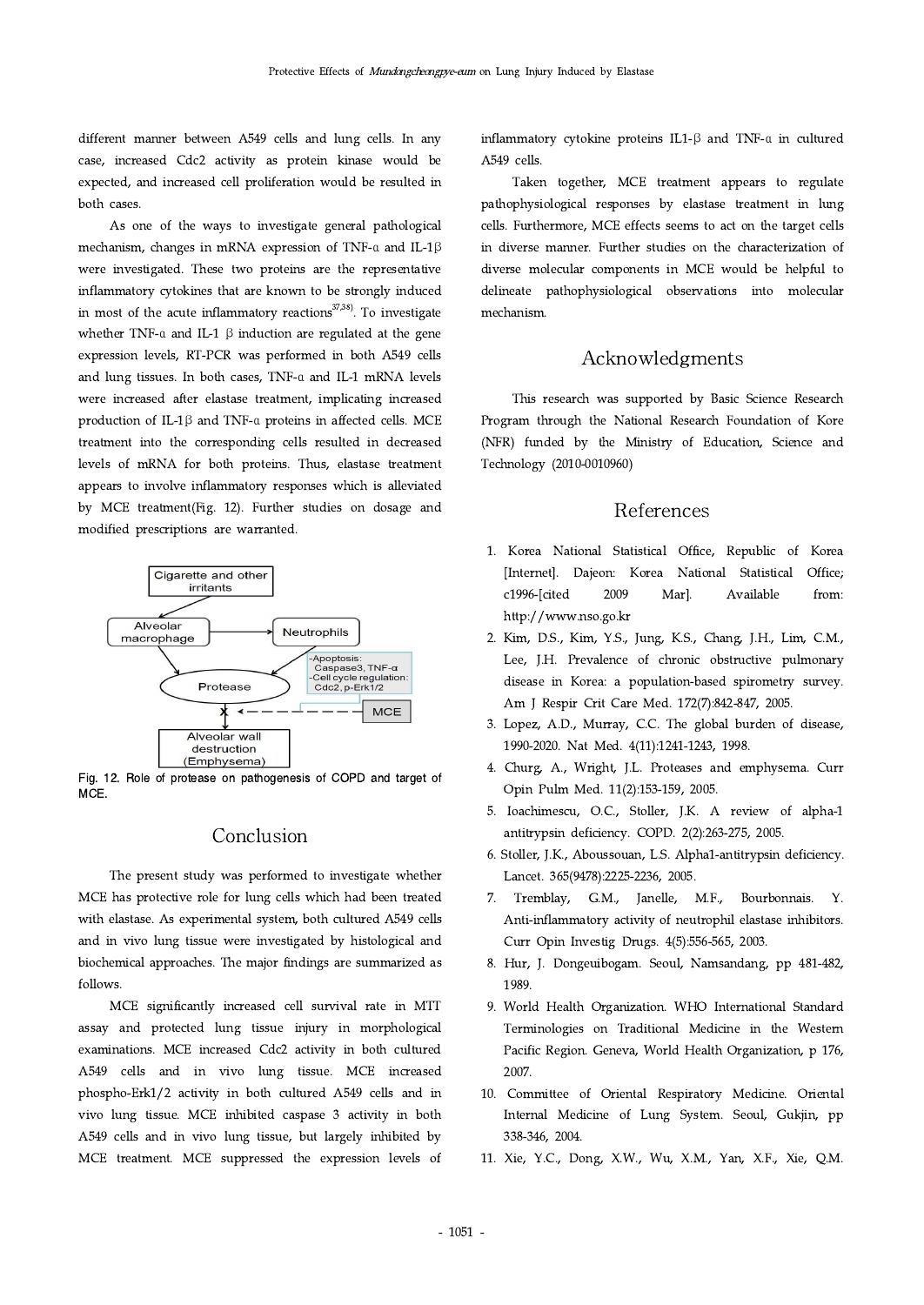different manner between A549 cells and lung cells. In any case, increased Cdc2 activity as protein kinase would be expected, and increased cell proliferation would be resulted in both cases.

As one of the ways to investigate general pathological mechanism, changes in mRNA expression of TNF-α and IL-1β were investigated. These two proteins are the representative inflammatory cytokines that are known to be strongly induced in most of the acute inflammatory reactions[37,38]. To investigate whether TNF-α and IL-1 β induction are regulated at the gene expression levels, RT-PCR was performed in both A549 cells and lung tissues. In both cases, TNF-α and IL-1 mRNA levels were increased after elastase treatment, implicating increased production of IL-1β and TNF-α proteins in affected cells. MCE treatment into the corresponding cells resulted in decreased levels of mRNA for both proteins. Thus, elastase treatment appears to involve inflammatory responses which is alleviated by MCE treatment(Fig. 12). Further studies on dosage and modified prescriptions are warranted.

Fig. 12. Role of protease on pathogenesis of COPD and target of MCE.

## Conclusion

The present study was performed to investigate whether MCE has protective role for lung cells which had been treated with elastase. As experimental system, both cultured A549 cells and in vivo lung tissue were investigated by histological and biochemical approaches. The major findings are summarized as follows.

MCE significantly increased cell survival rate in MTT assay and protected lung tissue injury in morphological examinations. MCE increased Cdc2 activity in both cultured A549 cells and in vivo lung tissue. MCE increased phospho-Erk1/2 activity in both cultured A549 cells and in vivo lung tissue. MCE inhibited caspase 3 activity in both A549 cells and in vivo lung tissue, but largely inhibited by MCE treatment. MCE suppressed the expression levels of inflammatory cytokine proteins IL1-β and TNF-α in cultured A549 cells.

Taken together, MCE treatment appears to regulate pathophysiological responses by elastase treatment in lung cells. Furthermore, MCE effects seems to act on the target cells in diverse manner. Further studies on the characterization of diverse molecular components in MCE would be helpful to delineate pathophysiological observations into molecular mechanism.

## Acknowledgments

This research was supported by Basic Science Research Program through the National Research Foundation of Kore (NFR) funded by the Ministry of Education, Science and Technology (2010-0010960)

## References

1. Korea National Statistical Office, Republic of Korea [Internet]. Dajeon: Korea National Statistical Office; c1996-[cited 2009 Mar]. Available from: http://www.nso.go.kr
2. Kim, D.S., Kim, Y.S., Jung, K.S., Chang, J.H., Lim, C.M., Lee, J.H. Prevalence of chronic obstructive pulmonary disease in Korea: a population-based spirometry survey. Am J Respir Crit Care Med. 172(7):842-847, 2005.
3. Lopez, A.D., Murray, C.C. The global burden of disease, 1990-2020. Nat Med. 4(11):1241-1243, 1998.
4. Churg, A., Wright, J.L. Proteases and emphysema. Curr Opin Pulm Med. 11(2):153-159, 2005.
5. Ioachimescu, O.C., Stoller, J.K. A review of alpha-1 antitrypsin deficiency. COPD. 2(2):263-275, 2005.
6. Stoller, J.K., Aboussouan, L.S. Alpha1-antitrypsin deficiency. Lancet. 365(9478):2225-2236, 2005.
7. Tremblay, G.M., Janelle, M.F., Bourbonnais. Y. Anti-inflammatory activity of neutrophil elastase inhibitors. Curr Opin Investig Drugs. 4(5):556-565, 2003.
8. Hur, J. Dongeuibogam. Seoul, Namsandang, pp 481-482, 1989.
9. World Health Organization. WHO International Standard Terminologies on Traditional Medicine in the Western Pacific Region. Geneva, World Health Organization, p 176, 2007.
10. Committee of Oriental Respiratory Medicine. Oriental Internal Medicine of Lung System. Seoul, Gukjin, pp 338-346, 2004.
11. Xie, Y.C., Dong, X.W., Wu, X.M., Yan, X.F., Xie, Q.M.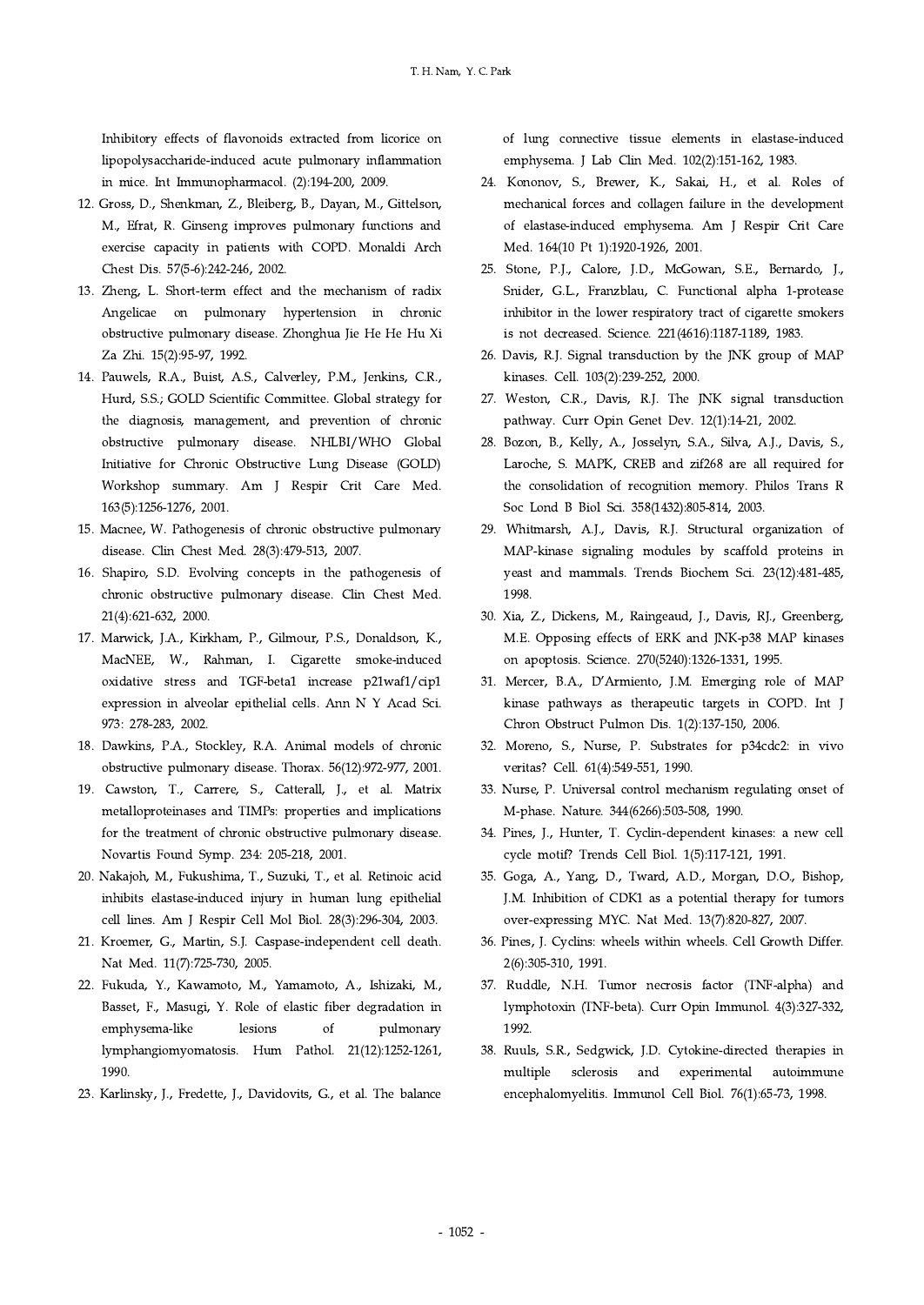Inhibitory effects of flavonoids extracted from licorice on lipopolysaccharide-induced acute pulmonary inflammation in mice. Int Immunopharmacol. (2):194-200, 2009.

12. Gross, D., Shenkman, Z., Bleiberg, B., Dayan, M., Gittelson, M., Efrat, R. Ginseng improves pulmonary functions and exercise capacity in patients with COPD. Monaldi Arch Chest Dis. 57(5-6):242-246, 2002.
13. Zheng, L. Short-term effect and the mechanism of radix Angelicae on pulmonary hypertension in chronic obstructive pulmonary disease. Zhonghua Jie He He Hu Xi Za Zhi. 15(2):95-97, 1992.
14. Pauwels, R.A., Buist, A.S., Calverley, P.M., Jenkins, C.R., Hurd, S.S.; GOLD Scientific Committee. Global strategy for the diagnosis, management, and prevention of chronic obstructive pulmonary disease. NHLBI/WHO Global Initiative for Chronic Obstructive Lung Disease (GOLD) Workshop summary. Am J Respir Crit Care Med. 163(5):1256-1276, 2001.
15. Macnee, W. Pathogenesis of chronic obstructive pulmonary disease. Clin Chest Med. 28(3):479-513, 2007.
16. Shapiro, S.D. Evolving concepts in the pathogenesis of chronic obstructive pulmonary disease. Clin Chest Med. 21(4):621-632, 2000.
17. Marwick, J.A., Kirkham, P., Gilmour, P.S., Donaldson, K., MacNEE, W., Rahman, I. Cigarette smoke-induced oxidative stress and TGF-beta1 increase p21waf1/cip1 expression in alveolar epithelial cells. Ann N Y Acad Sci. 973: 278-283, 2002.
18. Dawkins, P.A., Stockley, R.A. Animal models of chronic obstructive pulmonary disease. Thorax. 56(12):972-977, 2001.
19. Cawston, T., Carrere, S., Catterall, J., et al. Matrix metalloproteinases and TIMPs: properties and implications for the treatment of chronic obstructive pulmonary disease. Novartis Found Symp. 234: 205-218, 2001.
20. Nakajoh, M., Fukushima, T., Suzuki, T., et al. Retinoic acid inhibits elastase-induced injury in human lung epithelial cell lines. Am J Respir Cell Mol Biol. 28(3):296-304, 2003.
21. Kroemer, G., Martin, S.J. Caspase-independent cell death. Nat Med. 11(7):725-730, 2005.
22. Fukuda, Y., Kawamoto, M., Yamamoto, A., Ishizaki, M., Basset, F., Masugi, Y. Role of elastic fiber degradation in emphysema-like lesions of pulmonary lymphangiomyomatosis. Hum Pathol. 21(12):1252-1261, 1990.
23. Karlinsky, J., Fredette, J., Davidovits, G., et al. The balance of lung connective tissue elements in elastase-induced emphysema. J Lab Clin Med. 102(2):151-162, 1983.
24. Kononov, S., Brewer, K., Sakai, H., et al. Roles of mechanical forces and collagen failure in the development of elastase-induced emphysema. Am J Respir Crit Care Med. 164(10 Pt 1):1920-1926, 2001.
25. Stone, P.J., Calore, J.D., McGowan, S.E., Bernardo, J., Snider, G.L., Franzblau, C. Functional alpha 1-protease inhibitor in the lower respiratory tract of cigarette smokers is not decreased. Science. 221(4616):1187-1189, 1983.
26. Davis, R.J. Signal transduction by the JNK group of MAP kinases. Cell. 103(2):239-252, 2000.
27. Weston, C.R., Davis, R.J. The JNK signal transduction pathway. Curr Opin Genet Dev. 12(1):14-21, 2002.
28. Bozon, B., Kelly, A., Josselyn, S.A., Silva, A.J., Davis, S., Laroche, S. MAPK, CREB and zif268 are all required for the consolidation of recognition memory. Philos Trans R Soc Lond B Biol Sci. 358(1432):805-814, 2003.
29. Whitmarsh, A.J., Davis, R.J. Structural organization of MAP-kinase signaling modules by scaffold proteins in yeast and mammals. Trends Biochem Sci. 23(12):481-485, 1998.
30. Xia, Z., Dickens, M., Raingeaud, J., Davis, RJ., Greenberg, M.E. Opposing effects of ERK and JNK-p38 MAP kinases on apoptosis. Science. 270(5240):1326-1331, 1995.
31. Mercer, B.A., D'Armiento, J.M. Emerging role of MAP kinase pathways as therapeutic targets in COPD. Int J Chron Obstruct Pulmon Dis. 1(2):137-150, 2006.
32. Moreno, S., Nurse, P. Substrates for p34cdc2: in vivo veritas? Cell. 61(4):549-551, 1990.
33. Nurse, P. Universal control mechanism regulating onset of M-phase. Nature. 344(6266):503-508, 1990.
34. Pines, J., Hunter, T. Cyclin-dependent kinases: a new cell cycle motif? Trends Cell Biol. 1(5):117-121, 1991.
35. Goga, A., Yang, D., Tward, A.D., Morgan, D.O., Bishop, J.M. Inhibition of CDK1 as a potential therapy for tumors over-expressing MYC. Nat Med. 13(7):820-827, 2007.
36. Pines, J. Cyclins: wheels within wheels. Cell Growth Differ. 2(6):305-310, 1991.
37. Ruddle, N.H. Tumor necrosis factor (TNF-alpha) and lymphotoxin (TNF-beta). Curr Opin Immunol. 4(3):327-332, 1992.
38. Ruuls, S.R., Sedgwick, J.D. Cytokine-directed therapies in multiple sclerosis and experimental autoimmune encephalomyelitis. Immunol Cell Biol. 76(1):65-73, 1998.